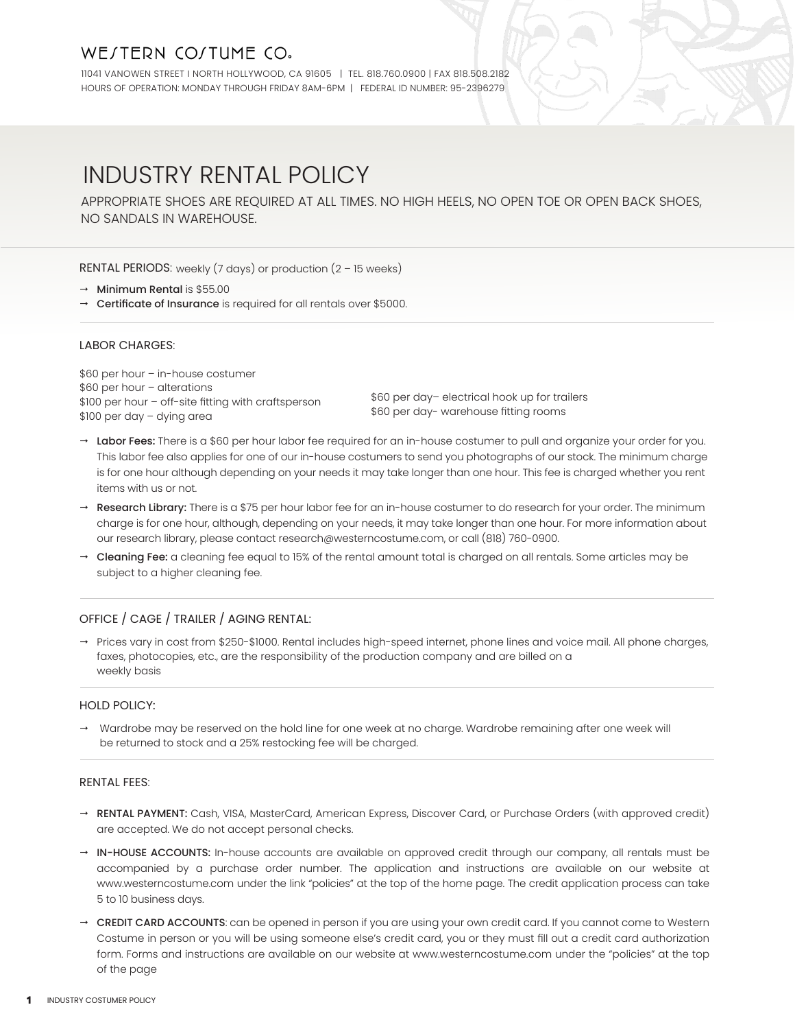# WESTERN COSTUME CO.

11041 VANOWEN STREET I NORTH HOLLYWOOD, CA 91605 | TEL. 818.760.0900 | FAX 818.508.2182
HOURS OF OPERATION: MONDAY THROUGH FRIDAY 8AM-6PM | FEDERAL ID NUMBER: 95-2396279

## INDUSTRY RENTAL POLICY

APPROPRIATE SHOES ARE REQUIRED AT ALL TIMES. NO HIGH HEELS, NO OPEN TOE OR OPEN BACK SHOES, NO SANDALS IN WAREHOUSE.

RENTAL PERIODS: weekly (7 days) or production (2 – 15 weeks)

- → **Minimum Rental** is $55.00
- → **Certificate of Insurance** is required for all rentals over $5000.

### LABOR CHARGES:

$60 per hour – in-house costumer
$60 per hour – alterations
$100 per hour – off-site fitting with craftsperson
$100 per day – dying area
$60 per day– electrical hook up for trailers
$60 per day- warehouse fitting rooms

- → **Labor Fees:** There is a $60 per hour labor fee required for an in-house costumer to pull and organize your order for you. This labor fee also applies for one of our in-house costumers to send you photographs of our stock. The minimum charge is for one hour although depending on your needs it may take longer than one hour. This fee is charged whether you rent items with us or not.
- → **Research Library:** There is a $75 per hour labor fee for an in-house costumer to do research for your order. The minimum charge is for one hour, although, depending on your needs, it may take longer than one hour. For more information about our research library, please contact research@westerncostume.com, or call (818) 760-0900.
- → **Cleaning Fee:** a cleaning fee equal to 15% of the rental amount total is charged on all rentals. Some articles may be subject to a higher cleaning fee.

### OFFICE / CAGE / TRAILER / AGING RENTAL:

- → Prices vary in cost from $250-$1000. Rental includes high-speed internet, phone lines and voice mail. All phone charges, faxes, photocopies, etc., are the responsibility of the production company and are billed on a weekly basis

### HOLD POLICY:

- → Wardrobe may be reserved on the hold line for one week at no charge. Wardrobe remaining after one week will be returned to stock and a 25% restocking fee will be charged.

### RENTAL FEES:

- → **RENTAL PAYMENT:** Cash, VISA, MasterCard, American Express, Discover Card, or Purchase Orders (with approved credit) are accepted. We do not accept personal checks.
- → **IN-HOUSE ACCOUNTS:** In-house accounts are available on approved credit through our company, all rentals must be accompanied by a purchase order number. The application and instructions are available on our website at www.westerncostume.com under the link "policies" at the top of the home page. The credit application process can take 5 to 10 business days.
- → **CREDIT CARD ACCOUNTS**: can be opened in person if you are using your own credit card. If you cannot come to Western Costume in person or you will be using someone else's credit card, you or they must fill out a credit card authorization form. Forms and instructions are available on our website at www.westerncostume.com under the "policies" at the top of the page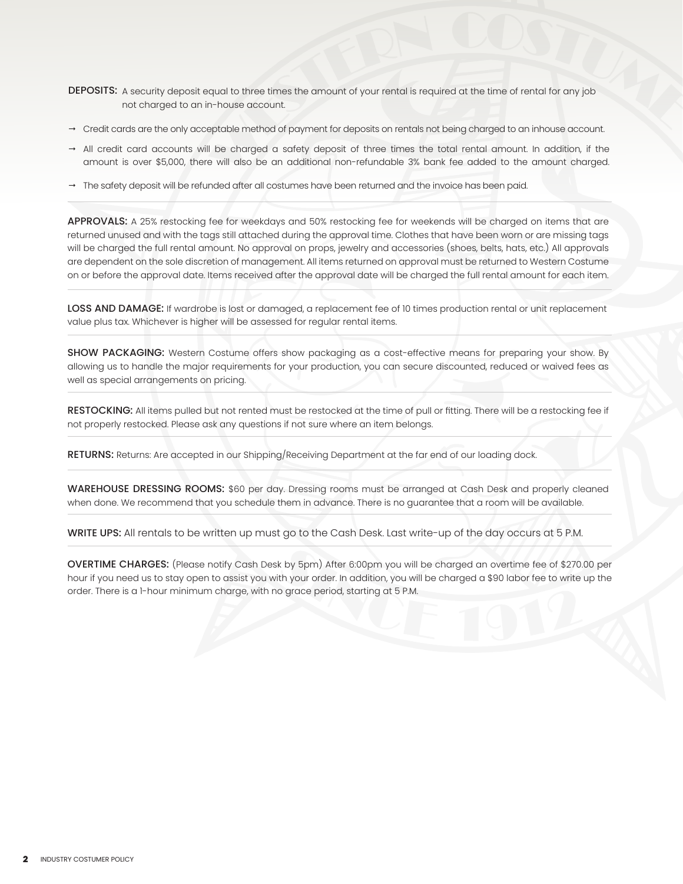**DEPOSITS:** A security deposit equal to three times the amount of your rental is required at the time of rental for any job not charged to an in-house account.

→ Credit cards are the only acceptable method of payment for deposits on rentals not being charged to an inhouse account.

→ All credit card accounts will be charged a safety deposit of three times the total rental amount. In addition, if the amount is over $5,000, there will also be an additional non-refundable 3% bank fee added to the amount charged.

→ The safety deposit will be refunded after all costumes have been returned and the invoice has been paid.

---

**APPROVALS:** A 25% restocking fee for weekdays and 50% restocking fee for weekends will be charged on items that are returned unused and with the tags still attached during the approval time. Clothes that have been worn or are missing tags will be charged the full rental amount. No approval on props, jewelry and accessories (shoes, belts, hats, etc.) All approvals are dependent on the sole discretion of management. All items returned on approval must be returned to Western Costume on or before the approval date. Items received after the approval date will be charged the full rental amount for each item.

---

**LOSS AND DAMAGE:** If wardrobe is lost or damaged, a replacement fee of 10 times production rental or unit replacement value plus tax. Whichever is higher will be assessed for regular rental items.

---

**SHOW PACKAGING:** Western Costume offers show packaging as a cost-effective means for preparing your show. By allowing us to handle the major requirements for your production, you can secure discounted, reduced or waived fees as well as special arrangements on pricing.

---

**RESTOCKING:** All items pulled but not rented must be restocked at the time of pull or fitting. There will be a restocking fee if not properly restocked. Please ask any questions if not sure where an item belongs.

---

**RETURNS:** Returns: Are accepted in our Shipping/Receiving Department at the far end of our loading dock.

---

**WAREHOUSE DRESSING ROOMS:** $60 per day. Dressing rooms must be arranged at Cash Desk and properly cleaned when done. We recommend that you schedule them in advance. There is no guarantee that a room will be available.

---

**WRITE UPS:** All rentals to be written up must go to the Cash Desk. Last write-up of the day occurs at 5 P.M.

---

**OVERTIME CHARGES:** (Please notify Cash Desk by 5pm) After 6:00pm you will be charged an overtime fee of $270.00 per hour if you need us to stay open to assist you with your order. In addition, you will be charged a $90 labor fee to write up the order. There is a 1-hour minimum charge, with no grace period, starting at 5 P.M.